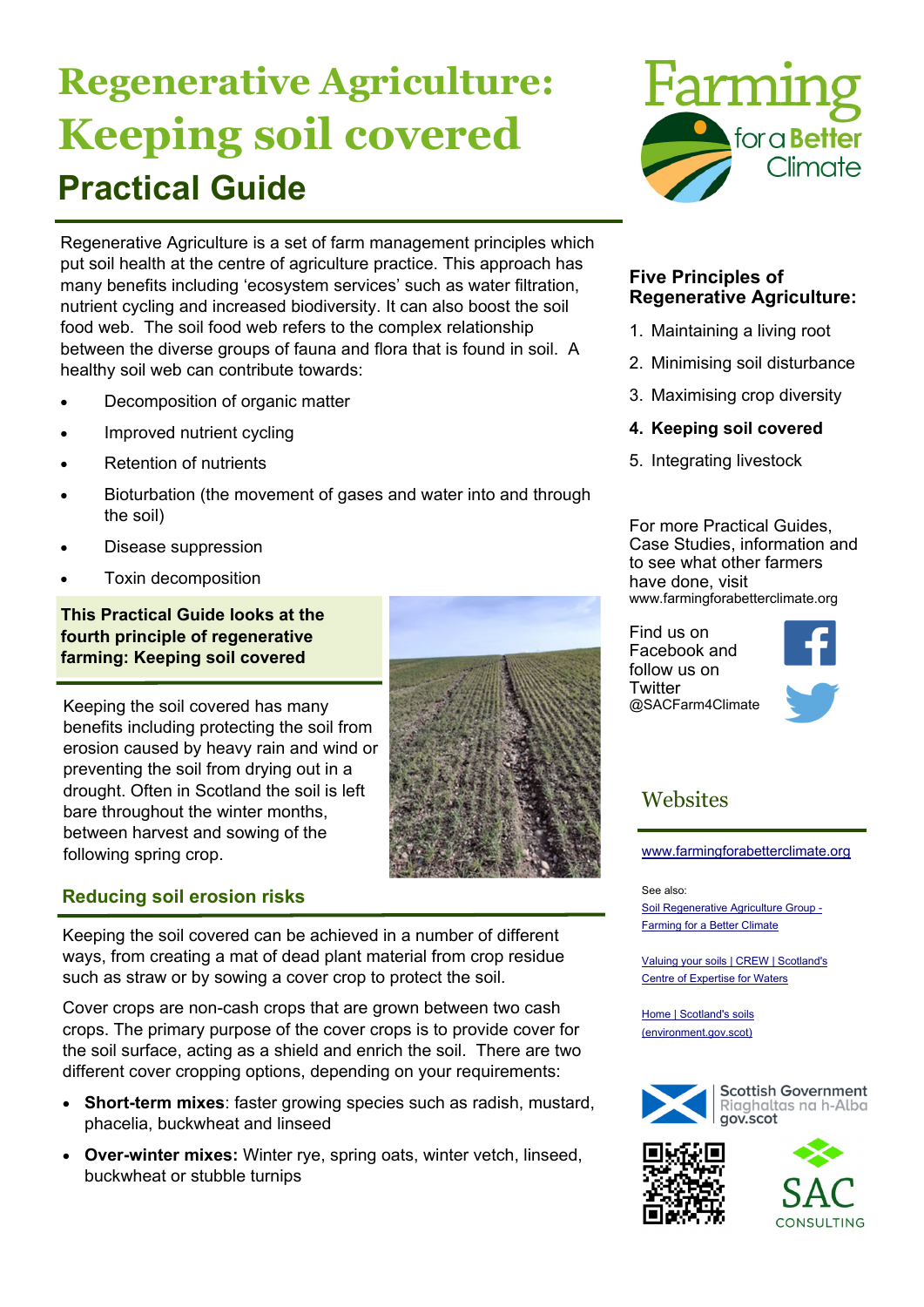# Regenerative Agriculture: Keeping soil covered

## Practical Guide

Regenerative Agriculture is a set of farm management principles which put soil health at the centre of agriculture practice. This approach has many benefits including 'ecosystem services' such as water filtration, nutrient cycling and increased biodiversity. It can also boost the soil food web. The soil food web refers to the complex relationship between the diverse groups of fauna and flora that is found in soil. A healthy soil web can contribute towards:

- Decomposition of organic matter
- Improved nutrient cycling
- Retention of nutrients
- Bioturbation (the movement of gases and water into and through the soil)
- Disease suppression
- Toxin decomposition

**This Practical Guide looks at the fourth principle of regenerative farming: Keeping soil covered**

Keeping the soil covered has many benefits including protecting the soil from erosion caused by heavy rain and wind or preventing the soil from drying out in a drought. Often in Scotland the soil is left bare throughout the winter months, between harvest and sowing of the following spring crop.

### Reducing soil erosion risks

Keeping the soil covered can be achieved in a number of different ways, from creating a mat of dead plant material from crop residue such as straw or by sowing a cover crop to protect the soil.

Cover crops are non-cash crops that are grown between two cash crops. The primary purpose of the cover crops is to provide cover for the soil surface, acting as a shield and enrich the soil. There are two different cover cropping options, depending on your requirements:

- **Short-term mixes**: faster growing species such as radish, mustard, phacelia, buckwheat and linseed
- **Over-winter mixes:** Winter rye, spring oats, winter vetch, linseed, buckwheat or stubble turnips

### Five Principles of Regenerative Agriculture:

1. Maintaining a living root
2. Minimising soil disturbance
3. Maximising crop diversity
4. **Keeping soil covered**
5. Integrating livestock

For more Practical Guides, Case Studies, information and to see what other farmers have done, visit www.farmingforabetterclimate.org

Find us on Facebook and follow us on Twitter @SACFarm4Climate

### Websites

www.farmingforabetterclimate.org

See also:

Soil Regenerative Agriculture Group - Farming for a Better Climate

Valuing your soils | CREW | Scotland's Centre of Expertise for Waters

Home | Scotland's soils (environment.gov.scot)

Scottish Government
Riaghaltas na h-Alba
gov.scot

SAC CONSULTING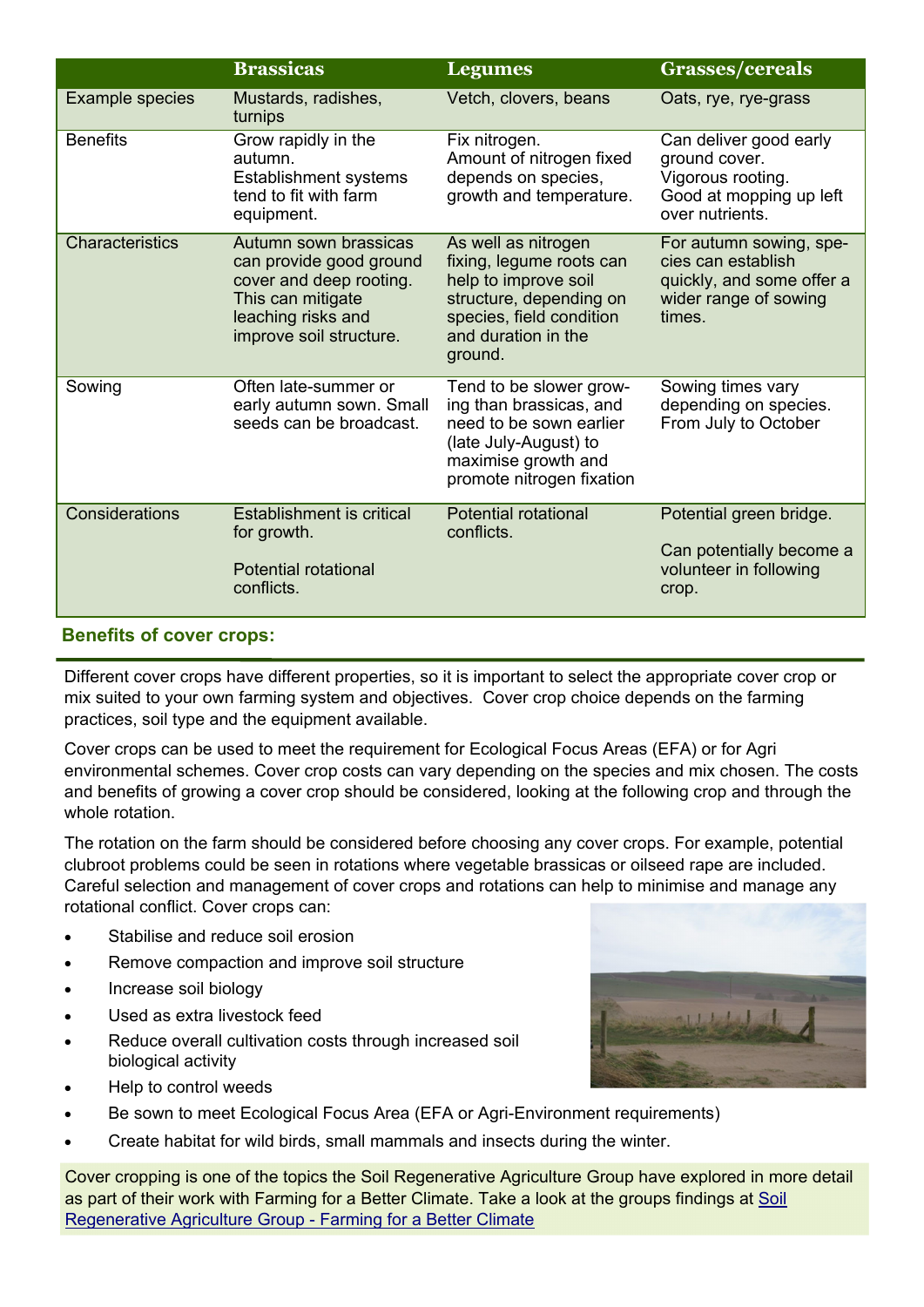| | Brassicas | Legumes | Grasses/cereals |
|---|---|---|---|
| Example species | Mustards, radishes, turnips | Vetch, clovers, beans | Oats, rye, rye-grass |
| Benefits | Grow rapidly in the autumn. Establishment systems tend to fit with farm equipment. | Fix nitrogen. Amount of nitrogen fixed depends on species, growth and temperature. | Can deliver good early ground cover. Vigorous rooting. Good at mopping up left over nutrients. |
| Characteristics | Autumn sown brassicas can provide good ground cover and deep rooting. This can mitigate leaching risks and improve soil structure. | As well as nitrogen fixing, legume roots can help to improve soil structure, depending on species, field condition and duration in the ground. | For autumn sowing, species can establish quickly, and some offer a wider range of sowing times. |
| Sowing | Often late-summer or early autumn sown. Small seeds can be broadcast. | Tend to be slower growing than brassicas, and need to be sown earlier (late July-August) to maximise growth and promote nitrogen fixation | Sowing times vary depending on species. From July to October |
| Considerations | Establishment is critical for growth. Potential rotational conflicts. | Potential rotational conflicts. | Potential green bridge. Can potentially become a volunteer in following crop. |

## Benefits of cover crops:

Different cover crops have different properties, so it is important to select the appropriate cover crop or mix suited to your own farming system and objectives. Cover crop choice depends on the farming practices, soil type and the equipment available.

Cover crops can be used to meet the requirement for Ecological Focus Areas (EFA) or for Agri environmental schemes. Cover crop costs can vary depending on the species and mix chosen. The costs and benefits of growing a cover crop should be considered, looking at the following crop and through the whole rotation.

The rotation on the farm should be considered before choosing any cover crops. For example, potential clubroot problems could be seen in rotations where vegetable brassicas or oilseed rape are included. Careful selection and management of cover crops and rotations can help to minimise and manage any rotational conflict. Cover crops can:

- Stabilise and reduce soil erosion
- Remove compaction and improve soil structure
- Increase soil biology
- Used as extra livestock feed
- Reduce overall cultivation costs through increased soil biological activity
- Help to control weeds
- Be sown to meet Ecological Focus Area (EFA or Agri-Environment requirements)
- Create habitat for wild birds, small mammals and insects during the winter.

Cover cropping is one of the topics the Soil Regenerative Agriculture Group have explored in more detail as part of their work with Farming for a Better Climate. Take a look at the groups findings at [Soil Regenerative Agriculture Group - Farming for a Better Climate]